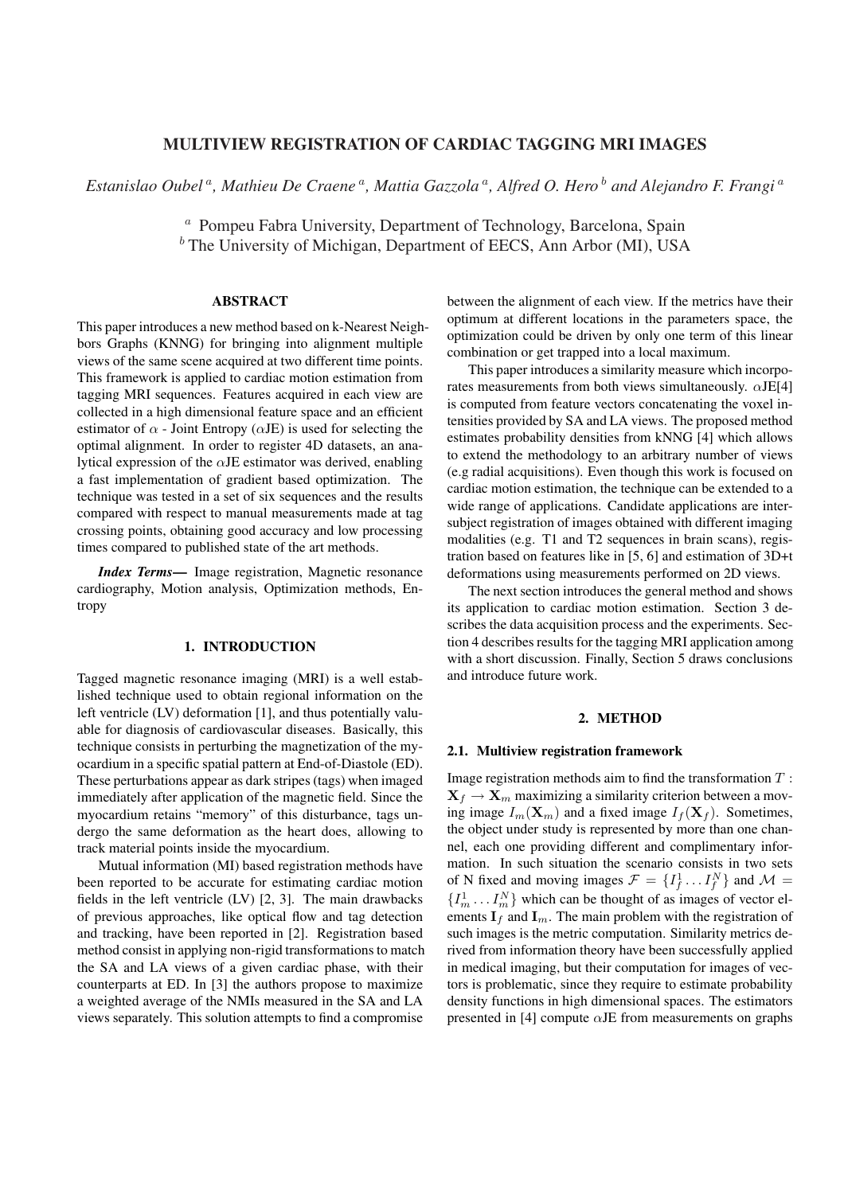# MULTIVIEW REGISTRATION OF CARDIAC TAGGING MRI IMAGES

*Estanislao Oubel [a], Mathieu De Craene [a], Mattia Gazzola [a], Alfred O. Hero [b] and Alejandro F. Frangi [a]*

[a] Pompeu Fabra University, Department of Technology, Barcelona, Spain
[b] The University of Michigan, Department of EECS, Ann Arbor (MI), USA

## ABSTRACT

This paper introduces a new method based on k-Nearest Neighbors Graphs (KNNG) for bringing into alignment multiple views of the same scene acquired at two different time points. This framework is applied to cardiac motion estimation from tagging MRI sequences. Features acquired in each view are collected in a high dimensional feature space and an efficient estimator of $\alpha$ - Joint Entropy ($\alpha$JE) is used for selecting the optimal alignment. In order to register 4D datasets, an analytical expression of the $\alpha$JE estimator was derived, enabling a fast implementation of gradient based optimization. The technique was tested in a set of six sequences and the results compared with respect to manual measurements made at tag crossing points, obtaining good accuracy and low processing times compared to published state of the art methods.

***Index Terms*—** Image registration, Magnetic resonance cardiography, Motion analysis, Optimization methods, Entropy

## 1. INTRODUCTION

Tagged magnetic resonance imaging (MRI) is a well established technique used to obtain regional information on the left ventricle (LV) deformation [1], and thus potentially valuable for diagnosis of cardiovascular diseases. Basically, this technique consists in perturbing the magnetization of the myocardium in a specific spatial pattern at End-of-Diastole (ED). These perturbations appear as dark stripes (tags) when imaged immediately after application of the magnetic field. Since the myocardium retains "memory" of this disturbance, tags undergo the same deformation as the heart does, allowing to track material points inside the myocardium.

Mutual information (MI) based registration methods have been reported to be accurate for estimating cardiac motion fields in the left ventricle (LV) [2, 3]. The main drawbacks of previous approaches, like optical flow and tag detection and tracking, have been reported in [2]. Registration based method consist in applying non-rigid transformations to match the SA and LA views of a given cardiac phase, with their counterparts at ED. In [3] the authors propose to maximize a weighted average of the NMIs measured in the SA and LA views separately. This solution attempts to find a compromise between the alignment of each view. If the metrics have their optimum at different locations in the parameters space, the optimization could be driven by only one term of this linear combination or get trapped into a local maximum.

This paper introduces a similarity measure which incorporates measurements from both views simultaneously. $\alpha$JE[4] is computed from feature vectors concatenating the voxel intensities provided by SA and LA views. The proposed method estimates probability densities from kNNG [4] which allows to extend the methodology to an arbitrary number of views (e.g radial acquisitions). Even though this work is focused on cardiac motion estimation, the technique can be extended to a wide range of applications. Candidate applications are inter-subject registration of images obtained with different imaging modalities (e.g. T1 and T2 sequences in brain scans), registration based on features like in [5, 6] and estimation of 3D+t deformations using measurements performed on 2D views.

The next section introduces the general method and shows its application to cardiac motion estimation. Section 3 describes the data acquisition process and the experiments. Section 4 describes results for the tagging MRI application among with a short discussion. Finally, Section 5 draws conclusions and introduce future work.

## 2. METHOD

### 2.1. Multiview registration framework

Image registration methods aim to find the transformation $T : \mathbf{X}_f \rightarrow \mathbf{X}_m$ maximizing a similarity criterion between a moving image $I_m(\mathbf{X}_m)$ and a fixed image $I_f(\mathbf{X}_f)$. Sometimes, the object under study is represented by more than one channel, each one providing different and complimentary information. In such situation the scenario consists in two sets of N fixed and moving images $\mathcal{F} = \{I_f^1 \dots I_f^N\}$ and $\mathcal{M} = \{I_m^1 \dots I_m^N\}$ which can be thought of as images of vector elements $\mathbf{I}_f$ and $\mathbf{I}_m$. The main problem with the registration of such images is the metric computation. Similarity metrics derived from information theory have been successfully applied in medical imaging, but their computation for images of vectors is problematic, since they require to estimate probability density functions in high dimensional spaces. The estimators presented in [4] compute $\alpha$JE from measurements on graphs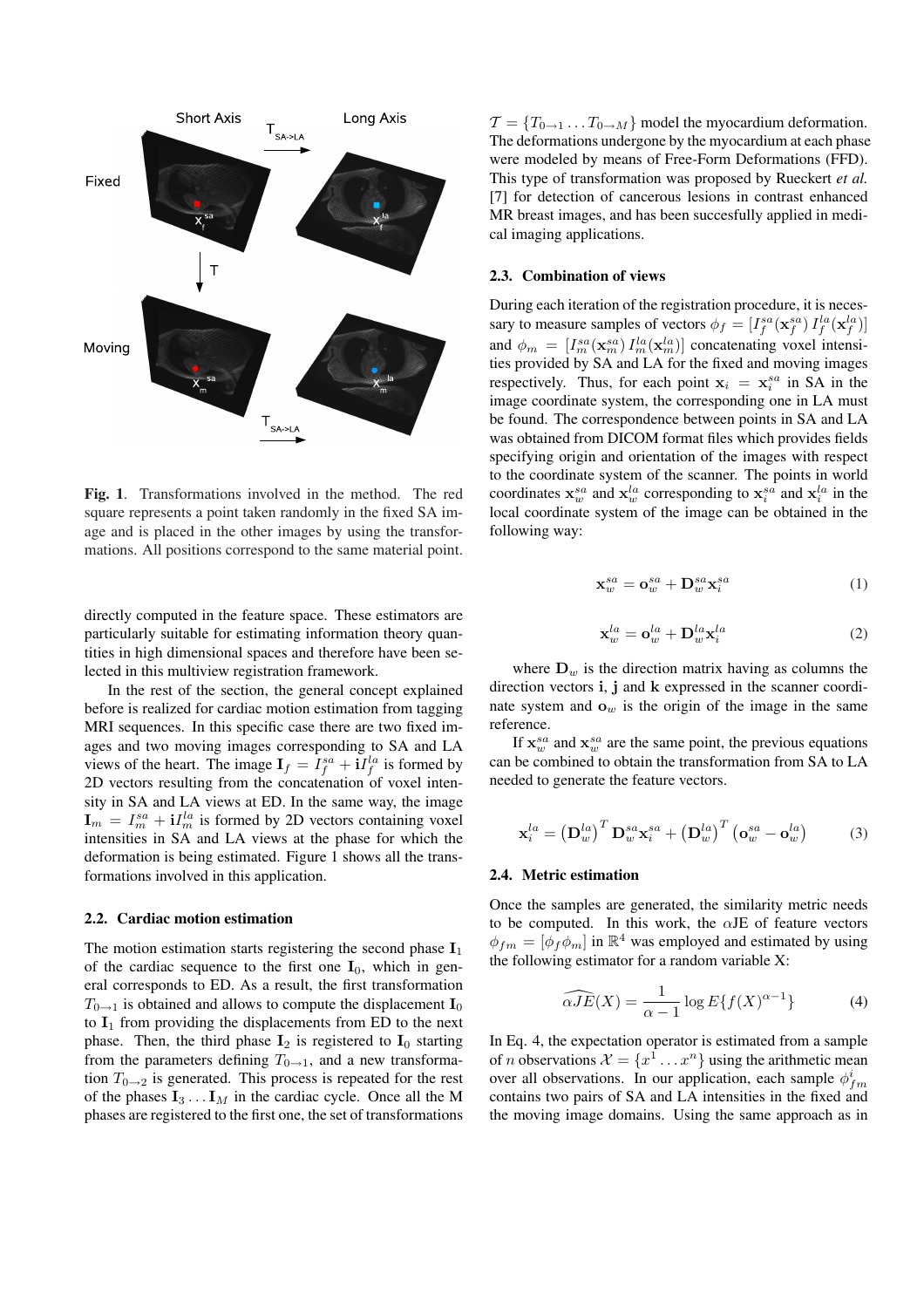Fig. 1. Transformations involved in the method. The red square represents a point taken randomly in the fixed SA image and is placed in the other images by using the transformations. All positions correspond to the same material point.

directly computed in the feature space. These estimators are particularly suitable for estimating information theory quantities in high dimensional spaces and therefore have been selected in this multiview registration framework.

In the rest of the section, the general concept explained before is realized for cardiac motion estimation from tagging MRI sequences. In this specific case there are two fixed images and two moving images corresponding to SA and LA views of the heart. The image $\mathbf{I}_f = I_f^{sa} + \mathbf{i} I_f^{la}$ is formed by 2D vectors resulting from the concatenation of voxel intensity in SA and LA views at ED. In the same way, the image $\mathbf{I}_m = I_m^{sa} + \mathbf{i} I_m^{la}$ is formed by 2D vectors containing voxel intensities in SA and LA views at the phase for which the deformation is being estimated. Figure 1 shows all the transformations involved in this application.

### 2.2. Cardiac motion estimation

The motion estimation starts registering the second phase $\mathbf{I}_1$ of the cardiac sequence to the first one $\mathbf{I}_0$, which in general corresponds to ED. As a result, the first transformation $T_{0\to1}$ is obtained and allows to compute the displacement $\mathbf{I}_0$ to $\mathbf{I}_1$ from providing the displacements from ED to the next phase. Then, the third phase $\mathbf{I}_2$ is registered to $\mathbf{I}_0$ starting from the parameters defining $T_{0\to1}$, and a new transformation $T_{0\to2}$ is generated. This process is repeated for the rest of the phases $\mathbf{I}_3 \dots \mathbf{I}_M$ in the cardiac cycle. Once all the M phases are registered to the first one, the set of transformations $\mathcal{T} = \{T_{0\to1} \dots T_{0\to M}\}$ model the myocardium deformation. The deformations undergone by the myocardium at each phase were modeled by means of Free-Form Deformations (FFD). This type of transformation was proposed by Rueckert *et al.* [7] for detection of cancerous lesions in contrast enhanced MR breast images, and has been succesfully applied in medical imaging applications.

### 2.3. Combination of views

During each iteration of the registration procedure, it is necessary to measure samples of vectors $\phi_f = [I_f^{sa}(\mathbf{x}_f^{sa})\, I_f^{la}(\mathbf{x}_f^{la})]$ and $\phi_m = [I_m^{sa}(\mathbf{x}_m^{sa})\, I_m^{la}(\mathbf{x}_m^{la})]$ concatenating voxel intensities provided by SA and LA for the fixed and moving images respectively. Thus, for each point $\mathbf{x}_i = \mathbf{x}_i^{sa}$ in SA in the image coordinate system, the corresponding one in LA must be found. The correspondence between points in SA and LA was obtained from DICOM format files which provides fields specifying origin and orientation of the images with respect to the coordinate system of the scanner. The points in world coordinates $\mathbf{x}_w^{sa}$ and $\mathbf{x}_w^{la}$ corresponding to $\mathbf{x}_i^{sa}$ and $\mathbf{x}_i^{la}$ in the local coordinate system of the image can be obtained in the following way:

$$\mathbf{x}_w^{sa} = \mathbf{o}_w^{sa} + \mathbf{D}_w^{sa} \mathbf{x}_i^{sa} \tag{1}$$

$$\mathbf{x}_w^{la} = \mathbf{o}_w^{la} + \mathbf{D}_w^{la} \mathbf{x}_i^{la} \tag{2}$$

where $\mathbf{D}_w$ is the direction matrix having as columns the direction vectors $\mathbf{i}$, $\mathbf{j}$ and $\mathbf{k}$ expressed in the scanner coordinate system and $\mathbf{o}_w$ is the origin of the image in the same reference.

If $\mathbf{x}_w^{sa}$ and $\mathbf{x}_w^{sa}$ are the same point, the previous equations can be combined to obtain the transformation from SA to LA needed to generate the feature vectors.

$$\mathbf{x}_i^{la} = \left(\mathbf{D}_w^{la}\right)^T \mathbf{D}_w^{sa} \mathbf{x}_i^{sa} + \left(\mathbf{D}_w^{la}\right)^T \left(\mathbf{o}_w^{sa} - \mathbf{o}_w^{la}\right) \tag{3}$$

### 2.4. Metric estimation

Once the samples are generated, the similarity metric needs to be computed. In this work, the $\alpha$JE of feature vectors $\phi_{fm} = [\phi_f \phi_m]$ in $\mathbb{R}^4$ was employed and estimated by using the following estimator for a random variable X:

$$\widehat{\alpha JE}(X) = \frac{1}{\alpha - 1} \log E\{f(X)^{\alpha-1}\} \tag{4}$$

In Eq. 4, the expectation operator is estimated from a sample of $n$ observations $\mathcal{X} = \{x^1 \dots x^n\}$ using the arithmetic mean over all observations. In our application, each sample $\phi_{fm}^i$ contains two pairs of SA and LA intensities in the fixed and the moving image domains. Using the same approach as in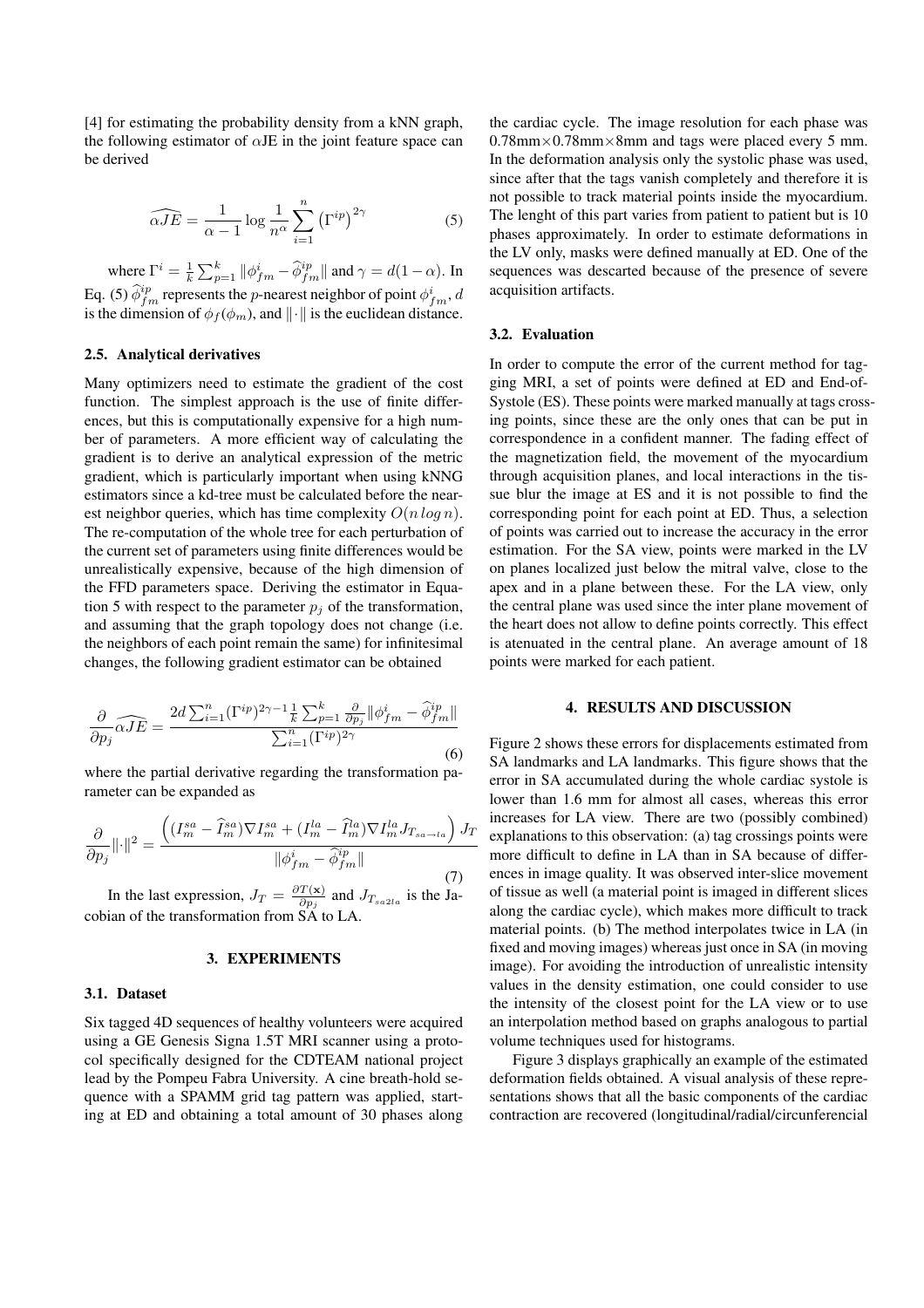[4] for estimating the probability density from a kNN graph, the following estimator of $\alpha$JE in the joint feature space can be derived

$$\widehat{\alpha JE} = \frac{1}{\alpha - 1} \log \frac{1}{n^{\alpha}} \sum_{i=1}^{n} \left(\Gamma^{ip}\right)^{2\gamma} \tag{5}$$

where $\Gamma^i = \frac{1}{k}\sum_{p=1}^{k} \|\phi_{fm}^i - \widehat{\phi}_{fm}^{ip}\|$ and $\gamma = d(1-\alpha)$. In Eq. (5) $\widehat{\phi}_{fm}^{ip}$ represents the $p$-nearest neighbor of point $\phi_{fm}^i$, $d$ is the dimension of $\phi_f(\phi_m)$, and $\|\cdot\|$ is the euclidean distance.

### 2.5. Analytical derivatives

Many optimizers need to estimate the gradient of the cost function. The simplest approach is the use of finite differences, but this is computationally expensive for a high number of parameters. A more efficient way of calculating the gradient is to derive an analytical expression of the metric gradient, which is particularly important when using kNNG estimators since a kd-tree must be calculated before the nearest neighbor queries, which has time complexity $O(n \log n)$. The re-computation of the whole tree for each perturbation of the current set of parameters using finite differences would be unrealistically expensive, because of the high dimension of the FFD parameters space. Deriving the estimator in Equation 5 with respect to the parameter $p_j$ of the transformation, and assuming that the graph topology does not change (i.e. the neighbors of each point remain the same) for infinitesimal changes, the following gradient estimator can be obtained

$$\frac{\partial}{\partial p_j}\widehat{\alpha JE} = \frac{2d\sum_{i=1}^{n}(\Gamma^{ip})^{2\gamma-1}\frac{1}{k}\sum_{p=1}^{k}\frac{\partial}{\partial p_j}\|\phi_{fm}^i - \widehat{\phi}_{fm}^{ip}\|}{\sum_{i=1}^{n}(\Gamma^{ip})^{2\gamma}} \tag{6}$$

where the partial derivative regarding the transformation parameter can be expanded as

$$\frac{\partial}{\partial p_j}\|\cdot\|^2 = \frac{\left((I_m^{sa} - \widehat{I}_m^{sa})\nabla I_m^{sa} + (I_m^{la} - \widehat{I}_m^{la})\nabla I_m^{la} J_{T_{sa\rightarrow la}}\right) J_T}{\|\phi_{fm}^i - \widehat{\phi}_{fm}^{ip}\|} \tag{7}$$

In the last expression, $J_T = \frac{\partial T(\mathbf{x})}{\partial p_j}$ and $J_{T_{sa2la}}$ is the Jacobian of the transformation from SA to LA.

## 3. EXPERIMENTS

### 3.1. Dataset

Six tagged 4D sequences of healthy volunteers were acquired using a GE Genesis Signa 1.5T MRI scanner using a protocol specifically designed for the CDTEAM national project lead by the Pompeu Fabra University. A cine breath-hold sequence with a SPAMM grid tag pattern was applied, starting at ED and obtaining a total amount of 30 phases along the cardiac cycle. The image resolution for each phase was 0.78mm×0.78mm×8mm and tags were placed every 5 mm. In the deformation analysis only the systolic phase was used, since after that the tags vanish completely and therefore it is not possible to track material points inside the myocardium. The lenght of this part varies from patient to patient but is 10 phases approximately. In order to estimate deformations in the LV only, masks were defined manually at ED. One of the sequences was descarted because of the presence of severe acquisition artifacts.

### 3.2. Evaluation

In order to compute the error of the current method for tagging MRI, a set of points were defined at ED and End-of-Systole (ES). These points were marked manually at tags crossing points, since these are the only ones that can be put in correspondence in a confident manner. The fading effect of the magnetization field, the movement of the myocardium through acquisition planes, and local interactions in the tissue blur the image at ES and it is not possible to find the corresponding point for each point at ED. Thus, a selection of points was carried out to increase the accuracy in the error estimation. For the SA view, points were marked in the LV on planes localized just below the mitral valve, close to the apex and in a plane between these. For the LA view, only the central plane was used since the inter plane movement of the heart does not allow to define points correctly. This effect is atenuated in the central plane. An average amount of 18 points were marked for each patient.

## 4. RESULTS AND DISCUSSION

Figure 2 shows these errors for displacements estimated from SA landmarks and LA landmarks. This figure shows that the error in SA accumulated during the whole cardiac systole is lower than 1.6 mm for almost all cases, whereas this error increases for LA view. There are two (possibly combined) explanations to this observation: (a) tag crossings points were more difficult to define in LA than in SA because of differences in image quality. It was observed inter-slice movement of tissue as well (a material point is imaged in different slices along the cardiac cycle), which makes more difficult to track material points. (b) The method interpolates twice in LA (in fixed and moving images) whereas just once in SA (in moving image). For avoiding the introduction of unrealistic intensity values in the density estimation, one could consider to use the intensity of the closest point for the LA view or to use an interpolation method based on graphs analogous to partial volume techniques used for histograms.

Figure 3 displays graphically an example of the estimated deformation fields obtained. A visual analysis of these representations shows that all the basic components of the cardiac contraction are recovered (longitudinal/radial/circunferencial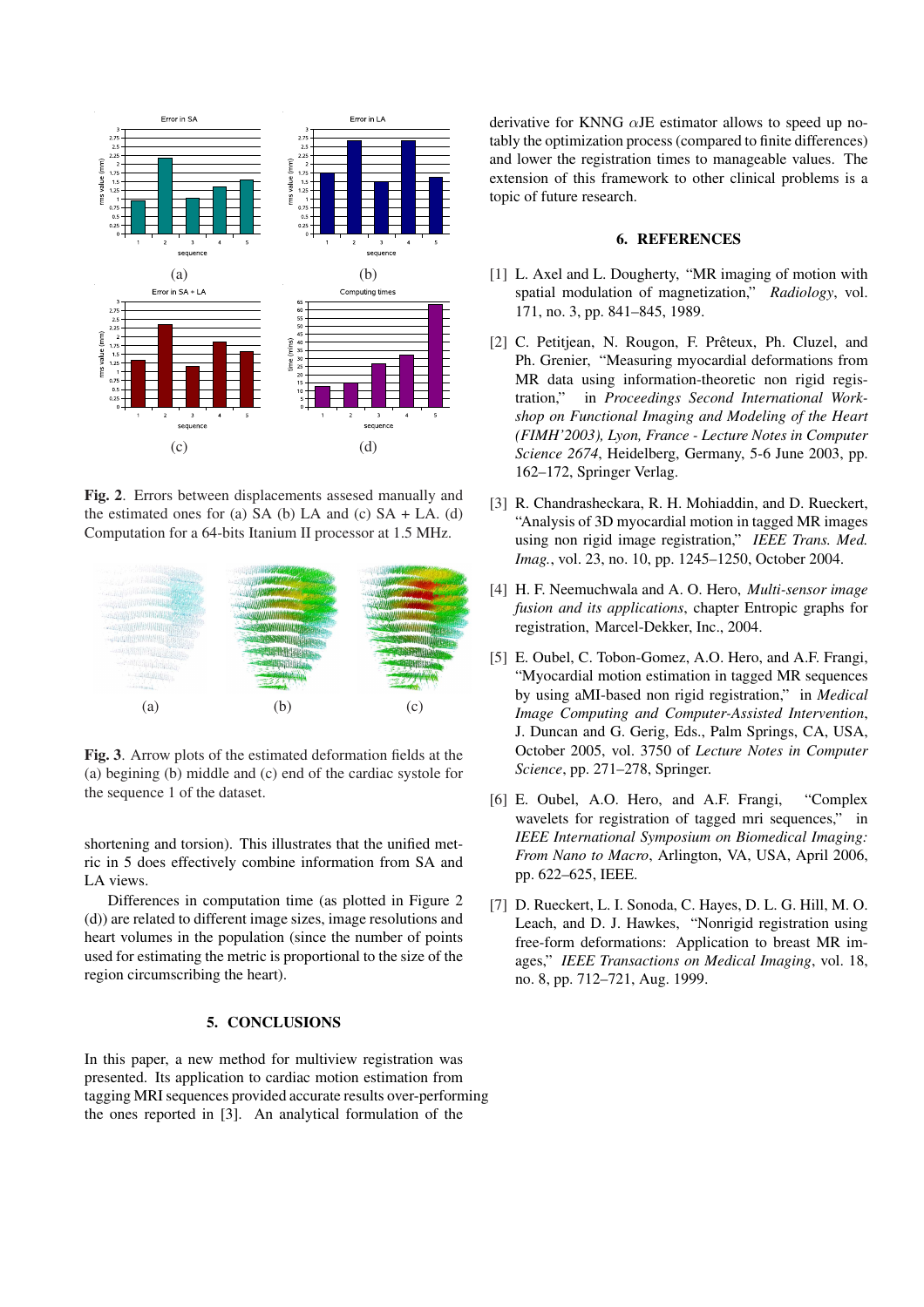Error in SA

rms value (mm)

3
2.75
2.5
2.25
2
1.75
1.5
1.25
1
0.75
0.5
0.25
0

1 2 3 4 5

sequence

(a)

Error in LA

rms value (mm)

3
2.75
2.5
2.25
2
1.75
1.5
1.25
1
0.75
0.5
0.25
0

1 2 3 4 5

sequence

(b)

Error in SA + LA

rms value (mm)

3
2.75
2.5
2.25
2
1.75
1.5
1.25
1
0.75
0.5
0.25
0

1 2 3 4 5

sequence

(c)

Computing times

time (mins)

65
60
55
50
45
40
35
30
25
20
15
10
5
0

1 2 3 4 5

sequence

(d)

**Fig. 2**. Errors between displacements assesed manually and the estimated ones for (a) SA (b) LA and (c) SA + LA. (d) Computation for a 64-bits Itanium II processor at 1.5 MHz.

(a) (b) (c)

**Fig. 3**. Arrow plots of the estimated deformation fields at the (a) begining (b) middle and (c) end of the cardiac systole for the sequence 1 of the dataset.

shortening and torsion). This illustrates that the unified metric in 5 does effectively combine information from SA and LA views.

Differences in computation time (as plotted in Figure 2 (d)) are related to different image sizes, image resolutions and heart volumes in the population (since the number of points used for estimating the metric is proportional to the size of the region circumscribing the heart).

## 5. CONCLUSIONS

In this paper, a new method for multiview registration was presented. Its application to cardiac motion estimation from tagging MRI sequences provided accurate results over-performing the ones reported in [3]. An analytical formulation of the derivative for KNNG $\alpha$JE estimator allows to speed up notably the optimization process (compared to finite differences) and lower the registration times to manageable values. The extension of this framework to other clinical problems is a topic of future research.

## 6. REFERENCES

[1] L. Axel and L. Dougherty, "MR imaging of motion with spatial modulation of magnetization," *Radiology*, vol. 171, no. 3, pp. 841–845, 1989.

[2] C. Petitjean, N. Rougon, F. Prêteux, Ph. Cluzel, and Ph. Grenier, "Measuring myocardial deformations from MR data using information-theoretic non rigid registration," in *Proceedings Second International Workshop on Functional Imaging and Modeling of the Heart (FIMH'2003), Lyon, France - Lecture Notes in Computer Science 2674*, Heidelberg, Germany, 5-6 June 2003, pp. 162–172, Springer Verlag.

[3] R. Chandrasheckara, R. H. Mohiaddin, and D. Rueckert, "Analysis of 3D myocardial motion in tagged MR images using non rigid image registration," *IEEE Trans. Med. Imag.*, vol. 23, no. 10, pp. 1245–1250, October 2004.

[4] H. F. Neemuchwala and A. O. Hero, *Multi-sensor image fusion and its applications*, chapter Entropic graphs for registration, Marcel-Dekker, Inc., 2004.

[5] E. Oubel, C. Tobon-Gomez, A.O. Hero, and A.F. Frangi, "Myocardial motion estimation in tagged MR sequences by using aMI-based non rigid registration," in *Medical Image Computing and Computer-Assisted Intervention*, J. Duncan and G. Gerig, Eds., Palm Springs, CA, USA, October 2005, vol. 3750 of *Lecture Notes in Computer Science*, pp. 271–278, Springer.

[6] E. Oubel, A.O. Hero, and A.F. Frangi, "Complex wavelets for registration of tagged mri sequences," in *IEEE International Symposium on Biomedical Imaging: From Nano to Macro*, Arlington, VA, USA, April 2006, pp. 622–625, IEEE.

[7] D. Rueckert, L. I. Sonoda, C. Hayes, D. L. G. Hill, M. O. Leach, and D. J. Hawkes, "Nonrigid registration using free-form deformations: Application to breast MR images," *IEEE Transactions on Medical Imaging*, vol. 18, no. 8, pp. 712–721, Aug. 1999.